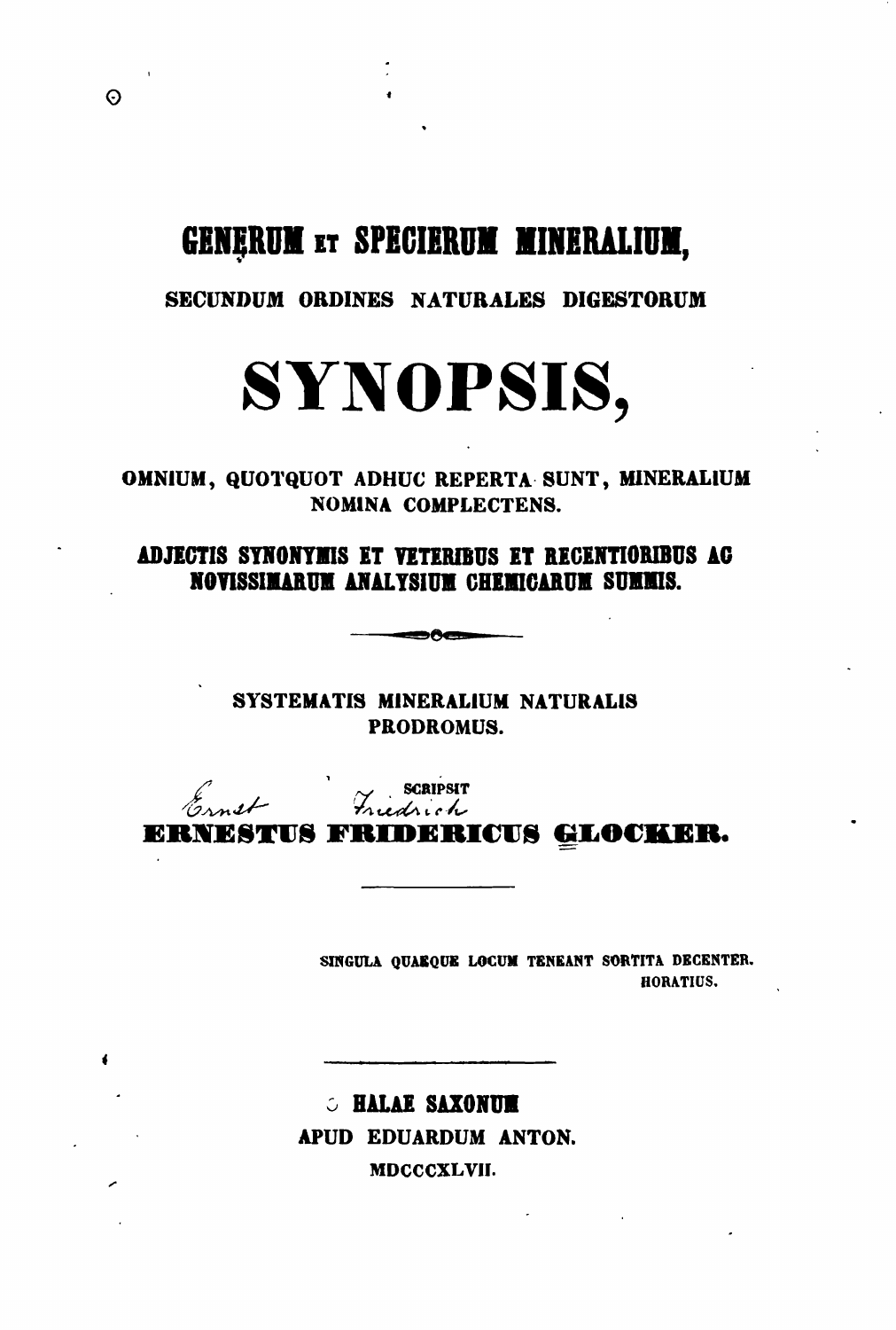# GENERUM ET SPECIERUM MINERALIUM,

SECUNDUM ORDINES NATURALES DIGESTORUM

# SYNOPSIS,

OMNIUM, QUOTQUOT ADHUC REPERTA SUNT, MINERALIUM NOMINA COMPLECTENS.

**ADJECTIS SYNONYMIS ET VETERIBUS ET RECENTIORIBUS AC NOVISSIMARUM ANALYSIUM CHEMICARUM SUMMIS.**

---

SYSTEMATIS MINERALIUM NATURALIS PRODROMUS.

SCRIPSIT

Ernst Friedrich

**ERNESTUS FRIDERICUS GLOCKER.**

---

SINGULA QUAEQUE LOCUM TENEANT SORTITA DECENTER.
HORATIUS.

---

**HALAE SAXONUM**

APUD EDUARDUM ANTON.

MDCCCXLVII.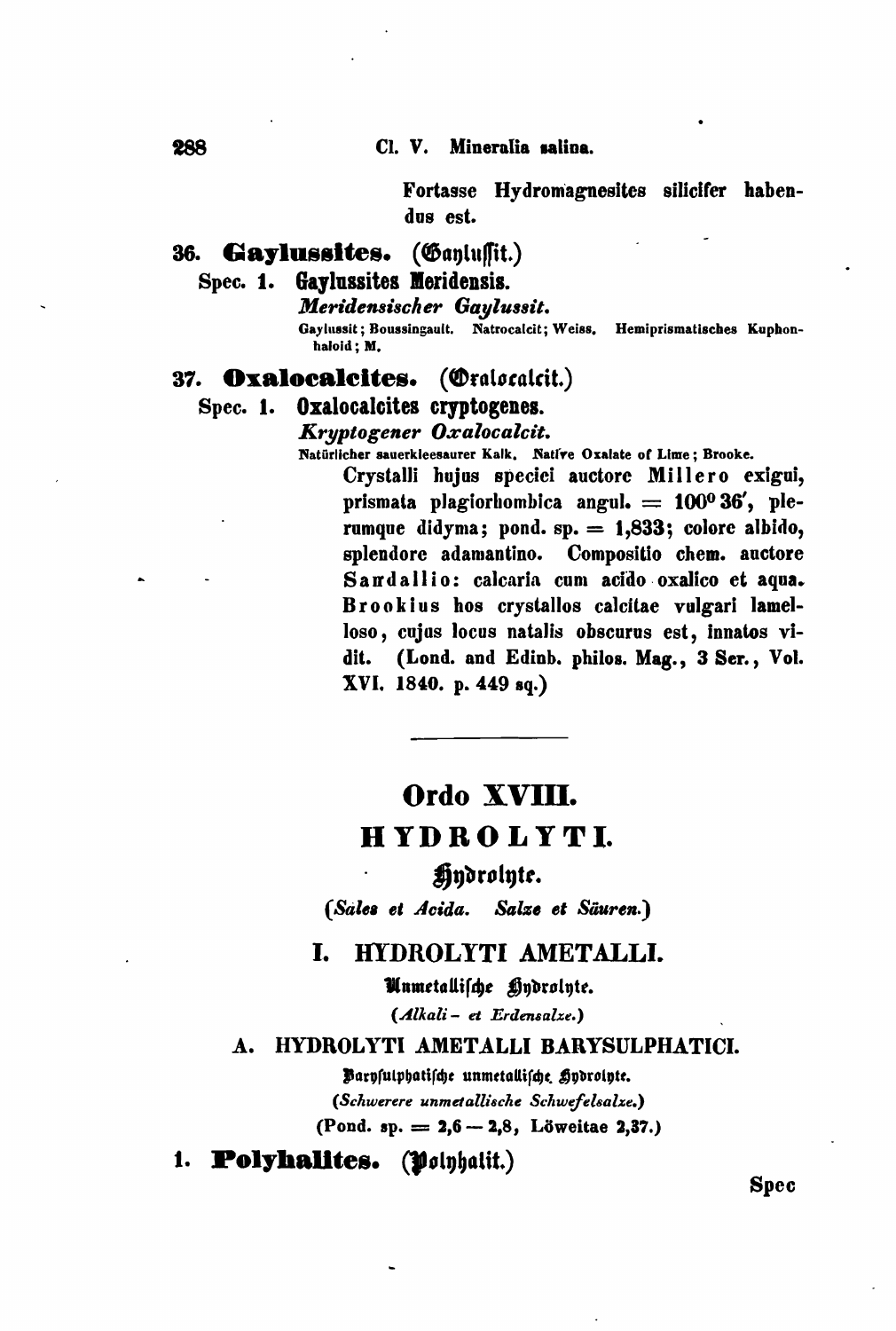Fortasse Hydromagnesites silicifer habendus est.

### 36. Gaylussites. (Gaylussit.)

**Spec. 1. Gaylussites Meridensis.**

*Meridensischer Gaylussit.*

Gaylussit; Boussingault. Natrocalcit; Weiss. Hemiprismatisches Kuphonhaloid; M.

### 37. Oxalocalcites. (Oxalocalcit.)

**Spec. 1. Oxalocalcites cryptogenes.**

*Kryptogener Oxalocalcit.*

Natürlicher sauerkleesaurer Kalk. Native Oxalate of Lime; Brooke.

Crystalli hujus speciei auctore Millero exigui, prismata plagiorhombica angul. = 100° 36′, plerumque didyma; pond. sp. = 1,833; colore albido, splendore adamantino. Compositio chem. auctore Sandallio: calcaria cum acido oxalico et aqua. Brookius hos crystallos calcitae vulgari lamelloso, cujus locus natalis obscurus est, innatos vidit. (Lond. and Edinb. philos. Mag., 3 Ser., Vol. XVI. 1840. p. 449 sq.)

---

# Ordo XVIII.

# HYDROLYTI.

## Hydrolyte.

(*Sales et Acida. Salze et Säuren.*)

## I. HYDROLYTI AMETALLI.

### Unmetallische Hydrolyte.

(*Alkali- et Erdensalze.*)

### A. HYDROLYTI AMETALLI BARYSULPHATICI.

Barysulphatische unmetallische Hydrolyte.

(*Schwerere unmetallische Schwefelsalze.*)

(Pond. sp. = 2,6 — 2,8, Löweitae 2,37.)

### 1. Polyhalites. (Polyhalit.)

Spec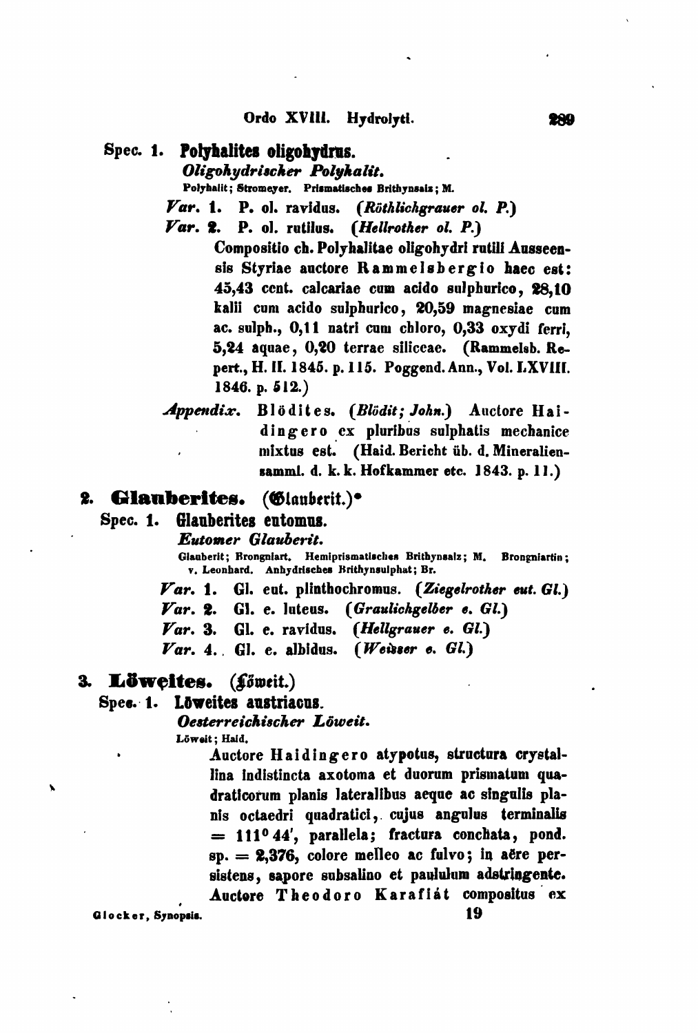Spec. 1. **Polyhalites oligohydrus.**

*Oligohydrischer Polyhalit.*

Polyhalit; Stromeyer. Prismatisches Brithynsalz; M.

*Var.* 1. P. ol. ravidus. (*Röthlichgrauer ol. P.*)

*Var.* 2. P. ol. rutilus. (*Hellrother ol. P.*)

Compositio ch. Polyhalitae oligohydri rutili Ausseensis Styriae auctore Rammelsbergio haec est: 45,43 cent. calcariae cum acido sulphurico, 28,10 kalii cum acido sulphurico, 20,59 magnesiae cum ac. sulph., 0,11 natri cum chloro, 0,33 oxydi ferri, 5,24 aquae, 0,20 terrae siliceae. (Rammelsb. Repert., H. II. 1845. p. 115. Poggend. Ann., Vol. LXVIII. 1846. p. 512.)

*Appendix.* Blödites. (*Blödit; John.*) Auctore Haidingero ex pluribus sulphatis mechanice mixtus est. (Haid. Bericht üb. d. Mineraliensamml. d. k. k. Hofkammer etc. 1843. p. 11.)

## 2. Glauberites. (Glauberit.)*

Spec. 1. **Glauberites eutomus.**

*Eutomer Glauberit.*

Glauberit; Brongniart. Hemiprismatisches Brithynsalz; M. Brongniartin; v. Leonhard. Anhydrisches Brithynsulphat; Br.

*Var.* 1. Gl. eut. plinthochromus. (*Ziegelrother eut. Gl.*)

*Var.* 2. Gl. e. luteus. (*Graulichgelber e. Gl.*)

*Var.* 3. Gl. e. ravidus. (*Hellgrauer e. Gl.*)

*Var.* 4. Gl. e. albidus. (*Weisser e. Gl.*)

## 3. Löweites. (Löweit.)

Spec. 1. **Löweites austriacus.**

*Oesterreichischer Löweit.*

Löweit; Haid.

Auctore Haidingero atypotus, structura crystallina indistincta axotoma et duorum prismatum quadraticorum planis lateralibus aeque ac singulis planis octaedri quadratici, cujus angulus terminalis = 111° 44′, parallela; fractura conchata, pond. sp. = 2,376, colore melleo ac fulvo; in aëre persistens, sapore subsalino et paululum adstringente. Auctore Theodoro Karafiát compositus ex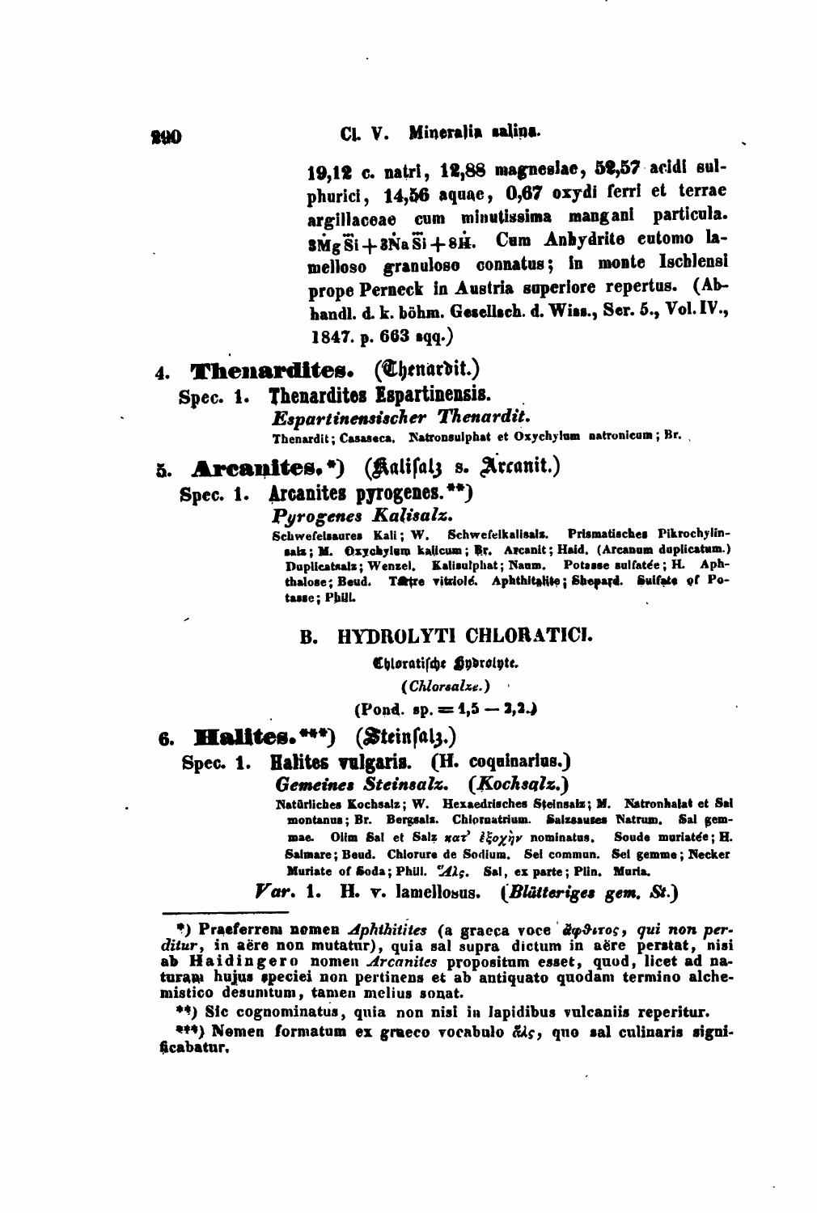19,12 c. natri, 12,88 magnesiae, 52,57 acidi sulphurici, 14,56 aquae, 0,67 oxydi ferri et terrae argillaceae cum minutissima mangani particula. $3\dot{M}g\dddot{S}i + 3\dot{N}a\dddot{S}i + 8\dot{H}$. Cum Anhydrite eutomo lamelloso granuloso connatus; in monte Ischlensi prope Perneck in Austria superiore repertus. (Abhandl. d. k. böhm. Gesellsch. d. Wiss., Ser. 5., Vol. IV., 1847. p. 663 sqq.)

## 4. Thenardites. (Thenardit.)

### Spec. 1. Thenardites Espartinensis.

*Espartinensischer Thenardit.*

Thenardit; Casaseca. Natronsulphat et Oxychylum natronicum; Br.

## 5. Arcanites.*) (Kalisalz s. Arcanit.)

### Spec. 1. Arcanites pyrogenes.**)

*Pyrogenes Kalisalz.*

Schwefelsaures Kali; W. Schwefelkalisalz. Prismatisches Pikrochylinsalz; M. Oxychylum kalicum; Br. Arcanit; Haid. (Arcanum duplicatum.) Duplicatsalz; Wenzel. Kalisulphat; Naum. Potasse sulfatée; H. Aphthalose; Beud. Tartre vitriolé. Aphthitalite; Shepard. Sulfate of Potasse; Phill.

## B. HYDROLYTI CHLORATICI.

Chloratische Hydrolyte.

(*Chlorsalze.*)

(Pond. sp. = 1,5 — 2,2.)

## 6. Halites.***) (Steinsalz.)

### Spec. 1. Halites vulgaris. (H. coquinarius.)

*Gemeines Steinsalz.* (*Kochsalz.*)

Natürliches Kochsalz; W. Hexaedrisches Steinsalz; M. Natronhalat et Sal montanus; Br. Bergsalz. Chlornatrium. Salzsaures Natrum. Sal gemmae. Olim Sal et Salz κατ' ἐξοχὴν nominatus. Soude muriatée; H. Salmare; Beud. Chlorure de Sodium. Sel commun. Sel gemme; Necker Muriate of Soda; Phill. Ἅλς. Sal, ex parte; Plin. Muria.

*Var.* 1. H. v. lamellosus. (*Blätteriges gem. St.*)

---

*) Praeferrem nomen *Aphthitites* (a graeca voce ἄφθιτος, *qui non perditur*, in aëre non mutatur), quia sal supra dictum in aëre perstat, nisi ab Haidingero nomen *Arcanites* propositum esset, quod, licet ad naturam hujus speciei non pertinens et ab antiquato quodam termino alchemistico desumtum, tamen melius sonat.

**) Sic cognominatus, quia non nisi in lapidibus vulcaniis reperitur.

***) Nomen formatum ex graeco vocabulo ἅλς, quo sal culinaris significabatur.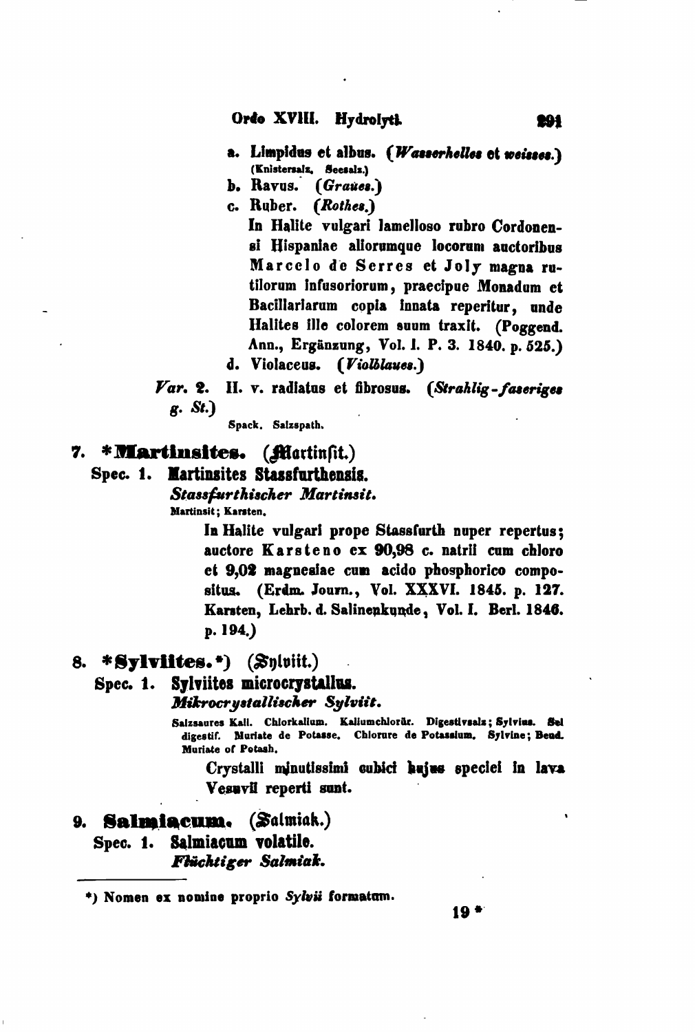a. **Limpidus et albus.** (*Wasserhelles et weisses.*)
(Knistersalz. Seesalz.)

b. **Ravus.** (*Graues.*)

c. **Ruber.** (*Rothes.*)
In Halite vulgari lamelloso rubro Cordonensi Hispaniae aliorumque locorum auctoribus Marcelo de Serres et Joly magna rutilorum infusoriorum, praecipue Monadum et Bacillariarum copia innata reperitur, unde Halites ille colorem suum traxit. (Poggend. Ann., Ergänzung, Vol. I. P. 3. 1840. p. 525.)

d. **Violaceus.** (*Violblaues.*)

*Var.* 2. **H. v. radiatus et fibrosus.** (*Strahlig-faseriges g. St.*)
Spack. Salzspath.

## 7. *Martinsites. (Martinsit.)

**Spec. 1. Martinsites Stassfurthensis.**
*Stassfurthischer Martinsit.*
Martinsit; Karsten.

In Halite vulgari prope Stassfurth nuper repertus; auctore Karsteno ex 90,98 c. natrii cum chloro et 9,02 magnesiae cum acido phosphorico compositus. (Erdm. Journ., Vol. XXXVI. 1845. p. 127. Karsten, Lehrb. d. Salinenkunde, Vol. I. Berl. 1846. p. 194.)

## 8. *Sylviites.*) (Sylviit.)

**Spec. 1. Sylviites microcrystallus.**
*Mikrocrystallischer Sylviit.*
Salzsaures Kali. Chlorkalium. Kaliumchlorür. Digestivsalz; Sylvius. Sel digestif. Muriate de Potasse. Chlorure de Potassium. Sylvine; Beud. Muriate of Potash.

Crystalli minutissimi cubici hujus speciei in lava Vesuvii reperti sunt.

## 9. Salmiacum. (Salmiak.)

**Spec. 1. Salmiacum volatile.**
*Flüchtiger Salmiak.*

---

*) Nomen ex nomine proprio *Sylvii* formatum.

19 *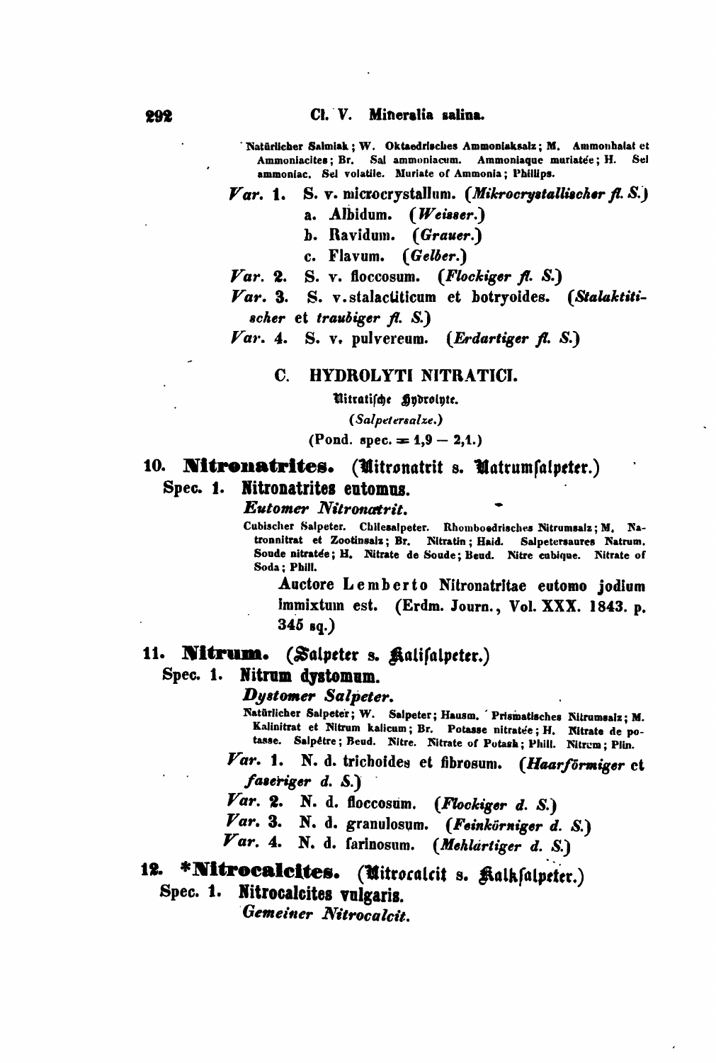Natürlicher Salmiak; W. Oktaedrisches Ammoniaksalz; M. Ammonhalat et Ammoniacites; Br. Sal ammoniacum. Ammoniaque muriatée; H. Sel ammoniac. Sel volatile. Muriate of Ammonia; Phillips.

*Var.* 1. S. v. microcrystallum. (*Mikrocrystallischer fl. S.*)

a. Albidum. (*Weisser.*)

b. Ravidum. (*Grauer.*)

c. Flavum. (*Gelber.*)

*Var.* 2. S. v. floccosum. (*Flockiger fl. S.*)

*Var.* 3. S. v. stalactiticum et botryoides. (*Stalaktitischer* et *traubiger fl. S.*)

*Var.* 4. S. v. pulvereum. (*Erdartiger fl. S.*)

### C. HYDROLYTI NITRATICI.

Nitratische Hydrolyte.

(*Salpetersalze.*)

(Pond. spec. = 1,9 — 2,1.)

## 10. Nitronatrites. (Nitronatrit s. Natrumsalpeter.)

**Spec. 1. Nitronatrites eutomus.**

***Eutomer Nitronatrit.***

Cubischer Salpeter. Chilesalpeter. Rhomboedrisches Nitrumsalz; M. Natronnitrat et Zootinsalz; Br. Nitratin; Haid. Salpetersaures Natrum. Soude nitratée; H. Nitrate de Soude; Beud. Nitre cubique. Nitrate of Soda; Phill.

Auctore Lemberto Nitronatritae eutomo jodium immixtum est. (Erdm. Journ., Vol. XXX. 1843. p. 345 sq.)

## 11. Nitrum. (Salpeter s. Kalisalpeter.)

**Spec. 1. Nitrum dystomum.**

***Dystomer Salpeter.***

Natürlicher Salpeter; W. Salpeter; Hausm. Prismatisches Nitrumsalz; M. Kalinitrat et Nitrum kalicum; Br. Potasse nitratée; H. Nitrate de potasse. Salpêtre; Beud. Nitre. Nitrate of Potash; Phill. Nitrum; Plin.

*Var.* 1. N. d. trichoides et fibrosum. (*Haarförmiger* et *faseriger d. S.*)

*Var.* 2. N. d. floccosum. (*Flockiger d. S.*)

*Var.* 3. N. d. granulosum. (*Feinkörniger d. S.*)

*Var.* 4. N. d. farinosum. (*Mehlartiger d. S.*)

## 12. *Nitrocalcites. (Nitrocalcit s. Kalksalpeter.)

**Spec. 1. Nitrocalcites vulgaris.**

***Gemeiner Nitrocalcit.***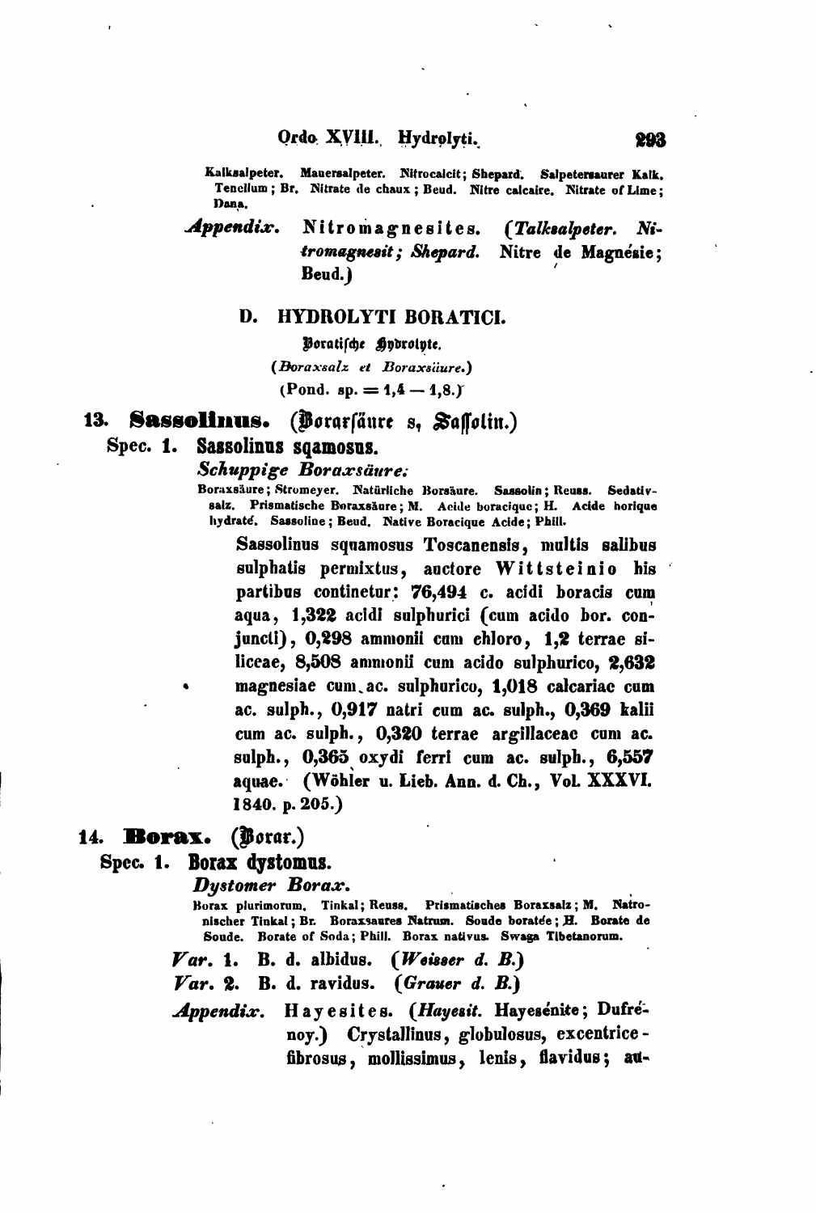Kalksalpeter. Mauersalpeter. Nitrocalcit; Shepard. Salpetersaurer Kalk. Tenellum; Br. Nitrate de chaux; Beud. Nitre calcaire. Nitrate of Lime; Dana.

*Appendix.* Nitromagnesites. (*Talksalpeter. Nitromagnesit; Shepard.* Nitre de Magnésie; Beud.)

## D. HYDROLYTI BORATICI.

Boratische Hydrolyte.

(*Boraxsalz et Boraxsäure.*)

(Pond. sp. = 1,4 — 1,8.)

### 13. Sassolinus. (Boraxsäure s, Sassolin.)

**Spec. 1. Sassolinus sqamosus.**

*Schuppige Boraxsäure.*

Boraxsäure; Stromeyer. Natürliche Borsäure. Sassolin; Reuss. Sedativsalz. Prismatische Boraxsäure; M. Acide boracique; H. Acide borique hydraté. Sassoline; Beud. Native Boracique Acide; Phill.

Sassolinus squamosus Toscanensis, multis salibus sulphatis permixtus, auctore **Wittsteinio** his partibus continetur: **76,494** c. acidi boracis cum aqua, **1,322** acidi sulphurici (cum acido bor. conjuncti), **0,298** ammonii cum chloro, **1,2** terrae siliceae, **8,508** ammonii cum acido sulphurico, **2,632** magnesiae cum ac. sulphurico, **1,018** calcariae cum ac. sulph., **0,917** natri cum ac. sulph., **0,369** kalii cum ac. sulph., **0,320** terrae argillaceae cum ac. sulph., **0,365** oxydi ferri cum ac. sulph., **6,557** aquae. (Wöhler u. Lieb. Ann. d. Ch., Vol. XXXVI. 1840. p. 205.)

### 14. Borax. (Borax.)

**Spec. 1. Borax dystomus.**

*Dystomer Borax.*

Borax plurimorum. Tinkal; Reuss. Prismatisches Boraxsalz; M. Natronischer Tinkal; Br. Boraxsaures Natrum. Soude boratée; H. Borate de Soude. Borate of Soda; Phill. Borax nativus. Swaga Tibetanorum.

*Var.* 1. B. d. albidus. (*Weisser d. B.*)

*Var.* 2. B. d. ravidus. (*Grauer d. B.*)

*Appendix.* Hayesites. (*Hayesit.* Hayesénite; Dufrénoy.) Crystallinus, globulosus, excentrice-fibrosus, mollissimus, lenis, flavidus; au-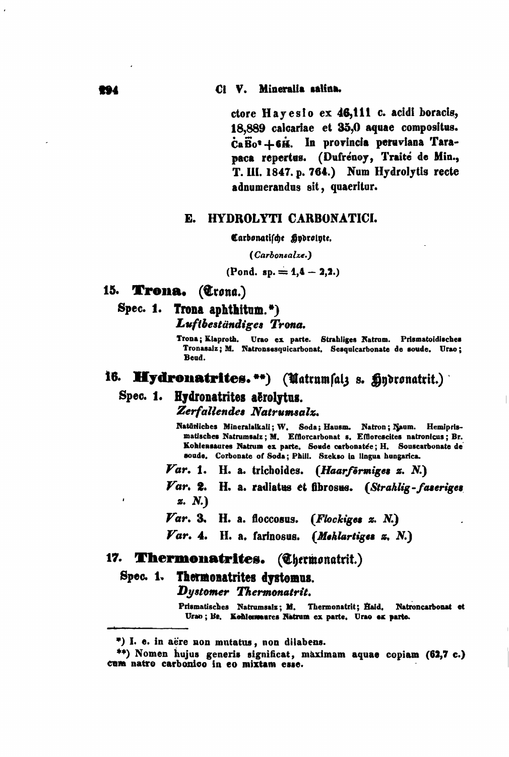ctore Hayesio ex 46,111 c. acidi boracis, 18,889 calcariae et 35,0 aquae compositus. $\dot{Ca}\ddot{\ddot{B}}o^2 + 6\dot{H}$. In provincia peruviana Tarapaca repertus. (Dufrénoy, Traité de Min., T. III. 1847. p. 764.) Num Hydrolytis recte adnumerandus sit, quaeritur.

## E. HYDROLYTI CARBONATICI.

Carbonatische Hydrolyte.

(*Carbonsalze.*)

(Pond. sp. = 1,4 — 2,2.)

### 15. Trona. (Trona.)

**Spec. 1. Trona aphthitum.*)**

*Luftbeständiges Trona.*

Trona; Klaproth. Urao ex parte. Strahliges Natrum. Prismatoidisches Tronasalz; M. Natronsesquicarbonat. Sesquicarbonate de soude. Urao; Beud.

### 16. Hydronatrites.**) (Natrumsalz s. Hydronatrit.)

**Spec. 1. Hydronatrites aërolytus.**

*Zerfallendes Natrumsalz.*

Natürliches Mineralalkali; W. Soda; Hausm. Natron; Naum. Hemiprismatisches Natrumsalz; M. Efflorcarbonat s. Efflorescites natronicus; Br. Kohlensaures Natrum ex parte. Soude carbonatée; H. Souscarbonate de soude. Corbonate of Soda; Phill. Szekso in lingua hungarica.

*Var.* 1. H. a. trichoides. (*Haarförmiges z. N.*)

*Var.* 2. H. a. radiatus et fibrosus. (*Strahlig-faseriges z. N.*)

*Var.* 3. H. a. floccosus. (*Flockiges z. N.*)

*Var.* 4. H. a. farinosus. (*Mehlartiges z. N.*)

### 17. Thermonatrites. (Thermonatrit.)

**Spec. 1. Thermonatrites dystomus.**

*Dystomer Thermonatrit.*

Prismatisches Natrumsalz; M. Thermonatrit; Hald. Natroncarbonat et Urao; Br. Kohlensaures Natrum ex parte. Urao ex parte.

---

*) I. e. in aëre non mutatus, non dilabens.

**) Nomen hujus generis significat, maximam aquae copiam (62,7 c.) cum natro carbonico in eo mixtam esse.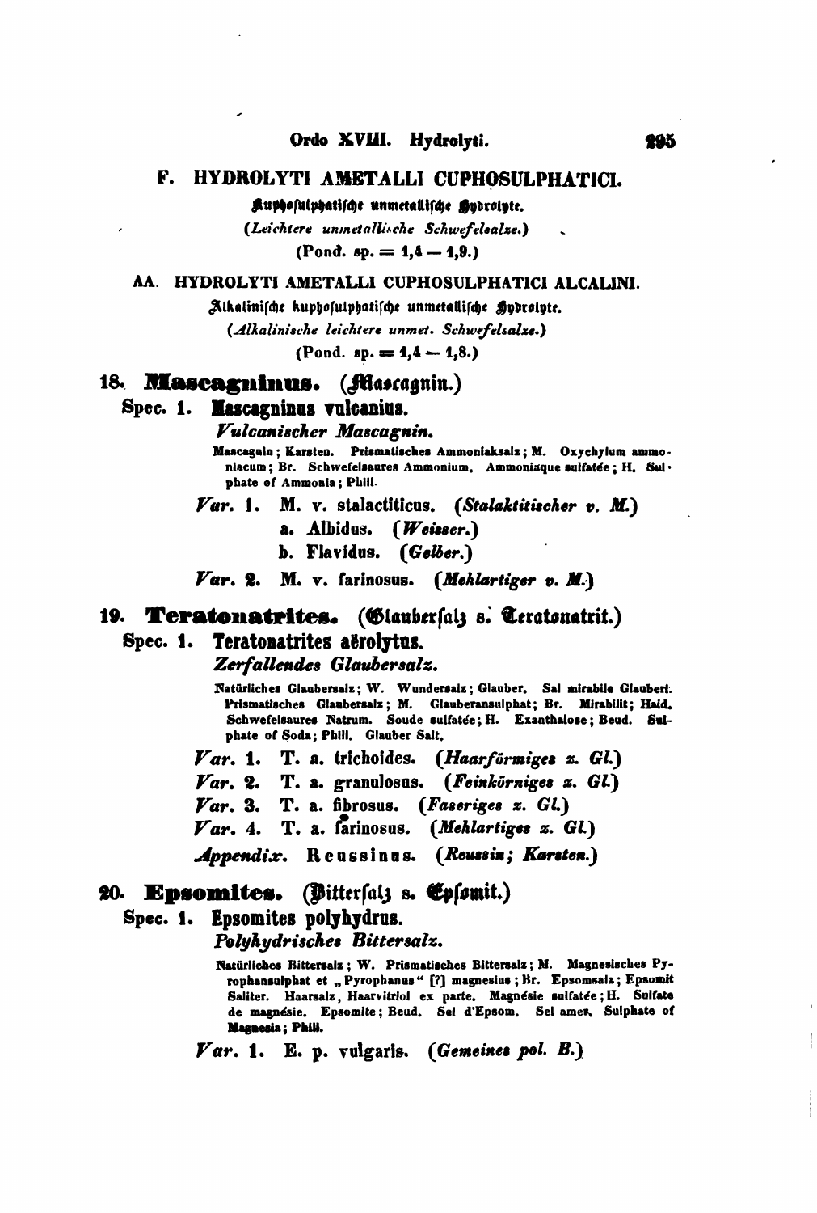## F. HYDROLYTI AMETALLI CUPHOSULPHATICI.

**Kuphosulphatische unmetallische Hydrolyte.**

(*Leichtere unmetallische Schwefelsalze.*)

(Pond. sp. = 1,4 — 1,9.)

### AA. HYDROLYTI AMETALLI CUPHOSULPHATICI ALCALINI.

**Alkalinische kuphosulphatische unmetallische Hydrolyte.**

(*Alkalinische leichtere unmet. Schwefelsalze.*)

(Pond. sp. = 1,4 — 1,8.)

### 18. Mascagninus. (Mascagnin.)

**Spec. 1. Mascagninus vulcanius.**

***Vulcanischer Mascagnin.***

Mascagnin; Karsten. Prismatisches Ammoniaksalz; M. Oxychylum ammoniacum; Br. Schwefelsaures Ammonium. Ammoniaque sulfatée; H. Sulphate of Ammonia; Phill.

*Var.* 1. M. v. stalactiticus. (***Stalaktitischer v. M.***)

- a. Albidus. (***Weisser.***)
- b. Flavidus. (***Gelber.***)

*Var.* 2. M. v. farinosus. (***Mehlartiger v. M.***)

### 19. Teratonatrites. (Glaubersalz s. Teratonatrit.)

**Spec. 1. Teratonatrites aërolytus.**

***Zerfallendes Glaubersalz.***

Natürliches Glaubersalz; W. Wundersalz; Glauber. Sal mirabile Glauberi. Prismatisches Glaubersalz; M. Glauberansulphat; Br. Mirabilit; Haid. Schwefelsaures Natrum. Soude sulfatée; H. Exanthalose; Beud. Sulphate of Soda; Phill. Glauber Salt.

*Var.* 1. T. a. trichoides. (***Haarförmiges z. Gl.***)

*Var.* 2. T. a. granulosus. (***Feinkörniges z. Gl.***)

*Var.* 3. T. a. fibrosus. (***Faseriges z. Gl.***)

*Var.* 4. T. a. farinosus. (***Mehlartiges z. Gl.***)

***Appendix.*** Reussinus. (***Reussin; Karsten.***)

### 20. Epsomites. (Bittersalz s. Epsomit.)

**Spec. 1. Epsomites polyhydrus.**

***Polyhydrisches Bittersalz.***

Natürliches Bittersalz; W. Prismatisches Bittersalz; M. Magnesisches Pyrophansulphat et „Pyrophanus" [?] magnesius; Br. Epsomsalz; Epsomit Saliter. Haarsalz, Haarvitriol ex parte. Magnésie sulfatée; H. Sulfate de magnésie. Epsomite; Beud. Sel d'Epsom. Sel amer. Sulphate of Magnesia; Phill.

*Var.* 1. E. p. vulgaris. (***Gemeines pol. B.***)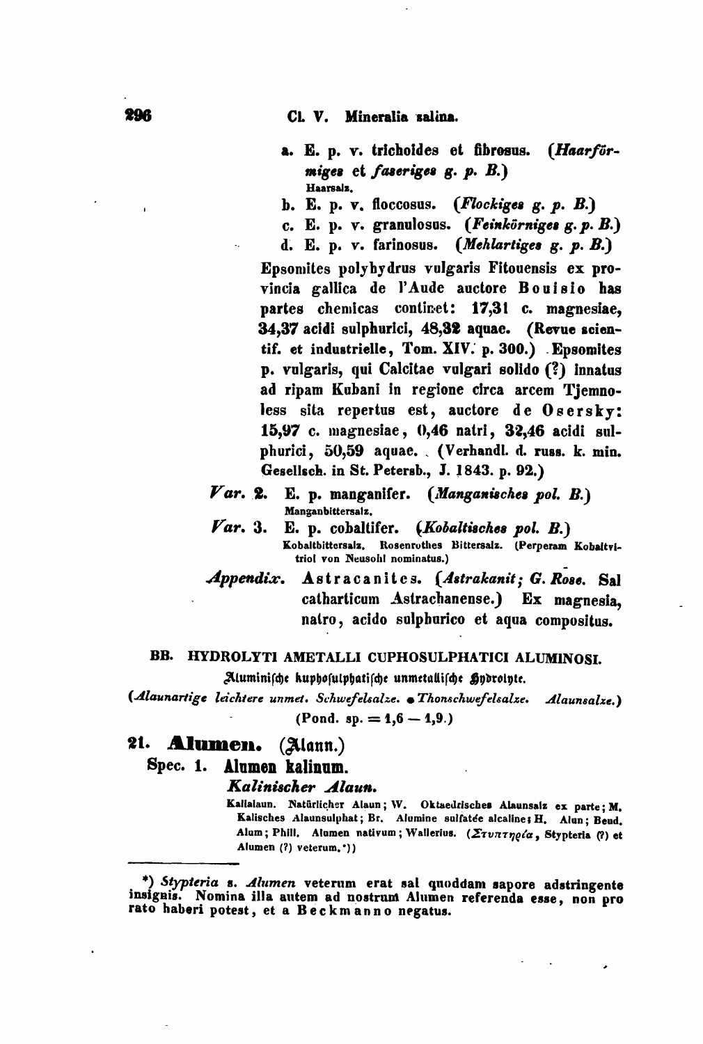a. E. p. v. trichoides et fibrosus. (*Haarförmiges* et *faseriges g. p. B.*)
Haarsalz.

b. E. p. v. floccosus. (*Flockiges g. p. B.*)

c. E. p. v. granulosus. (*Feinkörniges g. p. B.*)

d. E. p. v. farinosus. (*Mehlartiges g. p. B.*)

Epsomites polyhydrus vulgaris Fitouensis ex provincia gallica de l'Aude auctore **Bouisio** has partes chemicas continet: **17,31** c. magnesiae, **34,37** acidi sulphurici, **48,32** aquae. (Revue scientif. et industrielle, Tom. XIV. p. 300.) Epsomites p. vulgaris, qui Calcitae vulgari solido (?) innatus ad ripam Kubani in regione circa arcem Tjemnoless sita repertus est, auctore **de Osersky**: **15,97** c. magnesiae, **0,46** natri, **32,46** acidi sulphurici, **50,59** aquae. (Verhandl. d. russ. k. min. Gesellsch. in St. Petersb., J. 1843. p. 92.)

*Var.* **2.** E. p. manganifer. (*Manganisches pol. B.*)
Manganbittersalz.

*Var.* **3.** E. p. cobaltifer. (*Kobaltisches pol. B.*)
Kobaltbittersalz. Rosenrothes Bittersalz. (Perperam Kobaltvitriol von Neusohl nominatus.)

*Appendix.* **Astracanites.** (*Astrakanit; G. Rose.* Sal catharticum Astrachanense.) Ex magnesia, natro, acido sulphurico et aqua compositus.

## BB. HYDROLYTI AMETALLI CUPHOSULPHATICI ALUMINOSI.

Aluminische kuphosulphatische unmetallische Hydrolyte.

(*Alaunartige leichtere unmet. Schwefelsalze. Thonschwefelsalze. Alaunsalze.*)

(Pond. sp. = 1,6 — 1,9.)

### 21. Alumen. (Alaun.)

**Spec. 1. Alumen kalinum.**

***Kalinischer Alaun.***

Kalialaun. Natürlicher Alaun; W. Oktaedrisches Alaunsalz ex parte; M. Kalisches Alaunsulphat; Br. Alumine sulfatée alcaline; H. Alun; Beud. Alum; Phill. Alumen nativum; Wallerius. (Στυπτηρία, Stypteria (?) et Alumen (?) veterum.*)

---

*) *Stypteria* s. *Alumen* veterum erat sal quoddam sapore adstringente insignis. Nomina illa autem ad nostrum Alumen referenda esse, non pro rato haberi potest, et a **Beckmanno** negatus.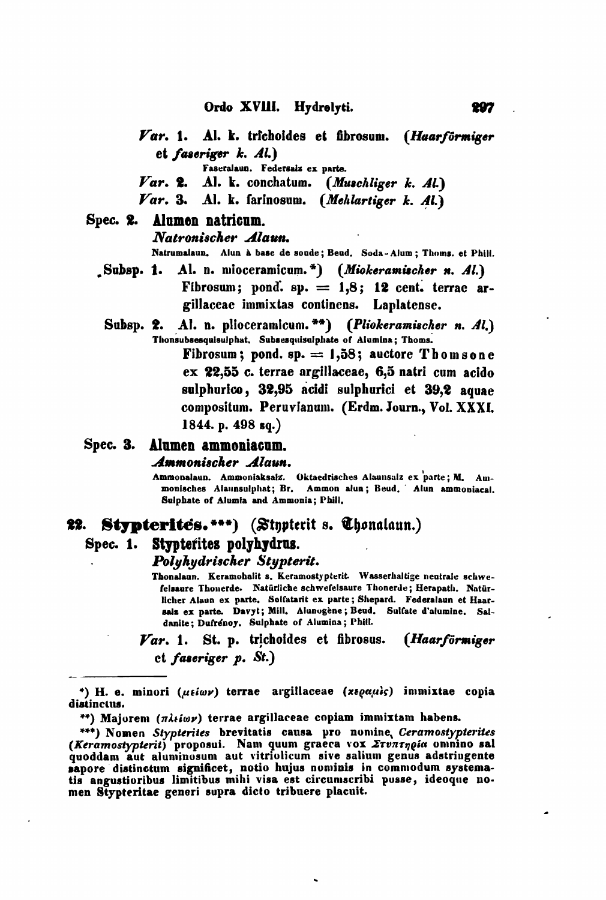*Var.* 1. Al. k. trichoides et fibrosum. (*Haarförmiger et faseriger k. Al.*)

Faseralaun. Federsalz ex parte.

*Var.* 2. Al. k. conchatum. (*Muschliger k. Al.*)

*Var.* 3. Al. k. farinosum. (*Mehlartiger k. Al.*)

Spec. 2. **Alumen natricum.**

*Natronischer Alaun.*

Natrumalaun. Alun à base de soude; Beud. Soda-Alum; Thoms. et Phill.

Subsp. 1. Al. n. mioceramicum.*) (*Miokeramischer n. Al.*) Fibrosum; pond. sp. = 1,8; 12 cent. terrae argillaceae immixtas continens. Laplatense.

Subsp. 2. Al. n. plioceramicum.**) (*Pliokeramischer n. Al.*)

Thonsubsesquisulphat. Subsesquisulphate of Alumina; Thoms.

Fibrosum; pond. sp. = 1,58; auctore Thomsone ex 22,55 c. terrae argillaceae, 6,5 natri cum acido sulphurico, 32,95 acidi sulphurici et 39,2 aquae compositum. Peruvianum. (Erdm. Journ., Vol. XXXI. 1844. p. 498 sq.)

Spec. 3. **Alumen ammoniacum.**

*Ammonischer Alaun.*

Ammonalaun. Ammoniaksalz. Oktaedrisches Alaunsalz ex parte; M. Ammonisches Alaunsulphat; Br. Ammon alun; Beud. Alun ammoniacal. Sulphate of Alumia and Ammonia; Phill.

## 22. Stypterites.***) (Stypterit s. Thonalaun.)

Spec. 1. **Stypterites polyhydrus.**

*Polyhydrischer Stypterit.*

Thonalaun. Keramohalit s. Keramostypterit. Wasserhaltige neutrale schwefelsaure Thonerde. Natürliche schwefelsaure Thonerde; Herapath. Natürlicher Alaun ex parte. Solfatarit ex parte; Shepard. Federalaun et Haarsalz ex parte. Davyt; Mill. Alunogène; Beud. Sulfate d'alumine. Saldanite; Dufrénoy. Sulphate of Alumina; Phill.

*Var.* 1. St. p. trichoides et fibrosus. (*Haarförmiger et faseriger p. St.*)

---

*) H. e. minori (μείων) terrae argillaceae (κέραμος) immixtae copia distinctus.

**) Majorem (πλείων) terrae argillaceae copiam immixtam habens.

***) Nomen *Stypterites* brevitatis causa pro nomine *Ceramostypterites* (*Keramostypterit*) proposui. Nam quum graeca vox Στυπτηρία omnino sal quoddam aut aluminosum aut vitriolicum sive salium genus adstringente sapore distinctum significet, notio hujus nominis in commodum systematis angustioribus limitibus mihi visa est circumscribi posse, ideoque nomen Stypteritae generi supra dicto tribuere placuit.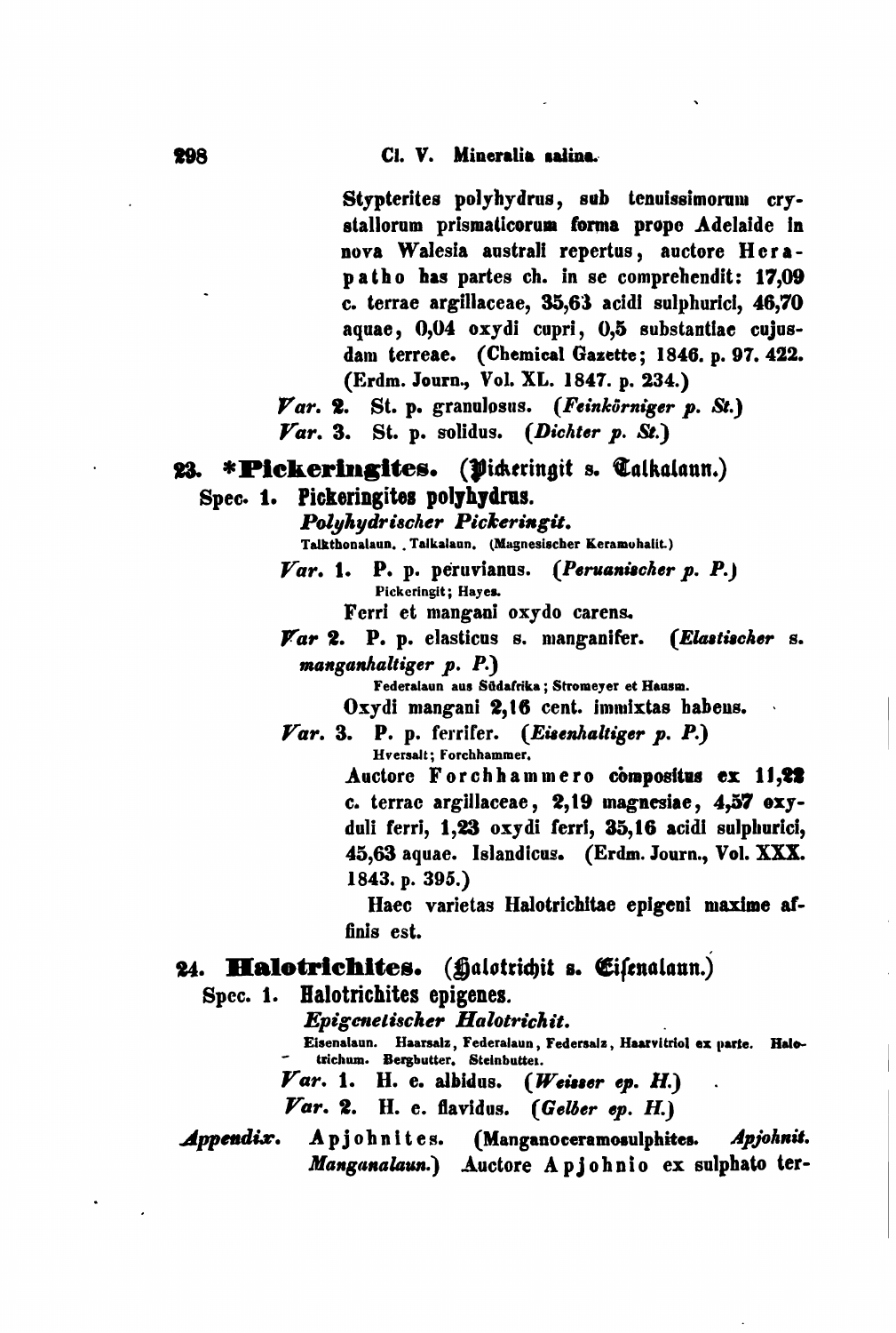Stypterites polyhydrus, sub tenuissimorum crystallorum prismaticorum forma prope Adelaide in nova Walesia australi repertus, auctore Herapatho has partes ch. in se comprehendit: 17,09 c. terrae argillaceae, 35,63 acidi sulphurici, 46,70 aquae, 0,04 oxydi cupri, 0,5 substantiae cujusdam terreae. (Chemical Gazette; 1846. p. 97. 422. (Erdm. Journ., Vol. XL. 1847. p. 234.)

*Var.* 2. St. p. granulosus. (*Feinkörniger p. St.*)

*Var.* 3. St. p. solidus. (*Dichter p. St.*)

## 23. *Pickeringites. (Pickeringit s. Talkalaun.)

### Spec. 1. Pickeringites polyhydrus.

***Polyhydrischer Pickeringit.***

Talkthonalaun. Talkalaun. (Magnesischer Keramohalit.)

*Var.* 1. P. p. peruvianus. (*Peruanischer p. P.*)

Pickeringit; Hayes.

Ferri et mangani oxydo carens.

*Var* 2. P. p. elasticus s. manganifer. (*Elastischer* s. *manganhaltiger p. P.*)

Federalaun aus Südafrika; Stromeyer et Hausm.

Oxydi mangani 2,16 cent. immixtas habens.

*Var.* 3. P. p. ferrifer. (*Eisenhaltiger p. P.*)

Hversalt; Forchhammer.

Auctore Forchhammero compositus ex 11,22 c. terrae argillaceae, 2,19 magnesiae, 4,57 oxyduli ferri, 1,23 oxydi ferri, 35,16 acidi sulphurici, 45,63 aquae. Islandicus. (Erdm. Journ., Vol. XXX. 1843. p. 395.)

Haec varietas Halotrichitae epigeni maxime affinis est.

## 24. Halotrichites. (Halotrichit s. Eisenalaun.)

### Spec. 1. Halotrichites epigenes.

***Epigenetischer Halotrichit.***

Eisenalaun. Haarsalz, Federalaun, Federsalz, Haarvitriol ex parte. Halotrichum. Bergbutter. Steinbutter.

*Var.* 1. H. e. albidus. (*Weisser ep. H.*)

*Var.* 2. H. e. flavidus. (*Gelber ep. H.*)

*Appendix.* Apjohnites. (Manganoceramosulphites. *Apjohnit. Manganalaun.*) Auctore Apjohnio ex sulphato ter-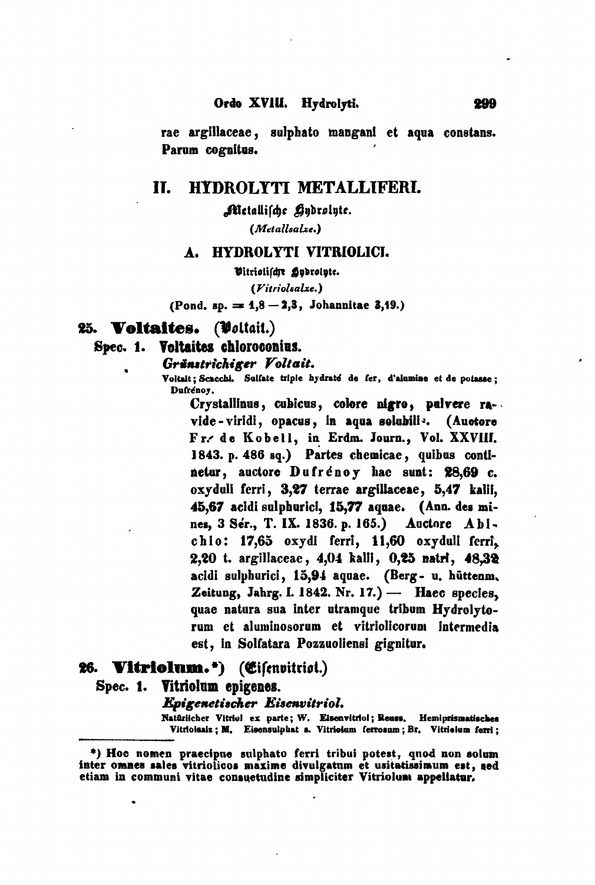rae argillaceae, sulphato mangani et aqua constans. Parum cognitus.

## II. HYDROLYTI METALLIFERI.

**Metallische Hydrolyte.**

*(Metallsalze.)*

### A. HYDROLYTI VITRIOLICI.

**Vitriolische Hydrolyte.**

*(Vitriolsalze.)*

(Pond. sp. = 1,8 — 2,3, Johannitae 3,19.)

#### 25. Voltaites. (Voltait.)

**Spec. 1. Voltaites chloroconius.**

*Grünstrichiger Voltait.*

Voltait; Scacchi. Sulfate triple hydraté de fer, d'alumine et de potasse; Dufrénoy.

Crystallinus, cubicus, colore nigro, pulvere rapide-viridi, opacus, in aqua solubili. (Auctore Fr. de Kobell, in Erdm. Journ., Vol. XXVIII. 1843. p. 486 sq.) Partes chemicae, quibus continetur, auctore Dufrénoy hac sunt: 28,69 c. oxyduli ferri, 3,27 terrae argillaceae, 5,47 kalii, 45,67 acidi sulphurici, 15,77 aquae. (Ann. des mines, 3 Sér., T. IX. 1836. p. 165.) Auctore Abichio: 17,65 oxydi ferri, 11,60 oxyduli ferri, 2,20 t. argillaceae, 4,04 kalii, 0,25 natri, 48,32 acidi sulphurici, 15,94 aquae. (Berg- u. hüttenm. Zeitung, Jahrg. I. 1842. Nr. 17.) — Haec species, quae natura sua inter utramque tribum Hydrolytorum et aluminosorum et vitriolicorum intermedia est, in Solfatara Pozzuoliensi gignitur.

#### 26. Vitriolum.*) (Eisenvitriol.)

**Spec. 1. Vitriolum epigenes.**

*Epigenetischer Eisenvitriol.*

Natürlicher Vitriol ex parte; W. Eisenvitriol; Reuss. Hemiprismatisches Vitriolsalz; M. Eisensulphat s. Vitriolum ferrosum; Br. Vitriolum ferri;

---

*) Hoc nomen praecipue sulphato ferri tribui potest, quod non solum inter omnes sales vitriolicos maxime divulgatum et usitatissimum est, sed etiam in communi vitae consuetudine simpliciter Vitriolum appellatur.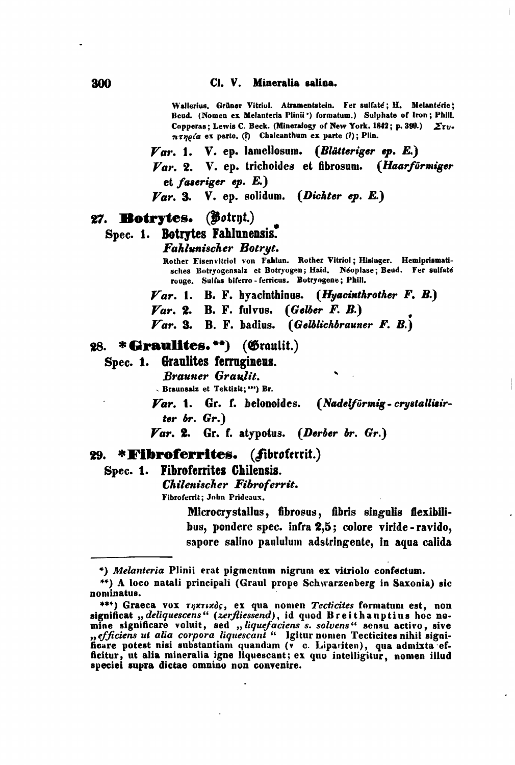Wallerius. Grüner Vitriol. Atramentstein. Fer sulfaté; H. Melantérie; Beud. (Nomen ex Melanteria Plinii *) formatum.) Sulphate of Iron; Phill. Copperas; Lewis C. Beck. (Mineralogy of New York. 1842; p. 399.) Στυπτηρία ex parte. (?) Chalcanthum ex parte (?); Plin.

*Var.* 1. V. ep. lamellosum. (*Blätteriger ep. E.*)

*Var.* 2. V. ep. trichoides et fibrosum. (*Haarförmiger et faseriger ep. E.*)

*Var.* 3. V. ep. solidum. (*Dichter ep. E.*)

## 27. Botrytes. (Botryt.)

### Spec. 1. Botrytes Fahlunensis.

*Fahlunischer Botryt.*

Rother Eisenvitriol von Fahlun. Rother Vitriol; Hisinger. Hemiprismatisches Botryogensalz et Botryogen; Haid. Néoplase; Beud. Fer sulfaté rouge. Sulfas biferro-ferricus. Botryogene; Phill.

*Var.* 1. B. F. hyacinthinus. (*Hyacinthrother F. B.*)

*Var.* 2. B. F. fulvus. (*Gelber F. B.*)

*Var.* 3. B. F. badius. (*Gelblichbrauner F. B.*)

## 28. *Graulites. **) (Graulit.)

### Spec. 1. Graulites ferrugineus.

*Brauner Graulit.*

Braunsalz et Tektizit; ***) Br.

*Var.* 1. Gr. f. belonoides. (*Nadelförmig-crystallisirter br. Gr.*)

*Var.* 2. Gr. f. atypotus. (*Derber br. Gr.*)

## 29. *Fibroferrites. (Fibroferrit.)

### Spec. 1. Fibroferrites Chilensis.

*Chilenischer Fibroferrit.*

Fibroferrit; John Prideaux.

Microcrystallus, fibrosus, fibris singulis flexibilibus, pondere spec. infra 2,5; colore viride-ravido, sapore salino paululum adstringente, in aqua calida

---

*) *Melanteria* Plinii erat pigmentum nigrum ex vitriolo confectum.

**) A loco natali principali (Graul prope Schwarzenberg in Saxonia) sic nominatus.

***) Graeca vox τηκτικὸς, ex qua nomen *Tecticites* formatum est, non significat „*deliquescens*" (*zerfliessend*), id quod Breithauptius hoc nomine significare voluit, sed „*liquefaciens s. solvens*" sensu activo, sive „*efficiens ut alia corpora liquescant*" Igitur nomen Tecticites nihil significare potest nisi substantiam quandam (v. c. Lipariten), qua admixta efficitur, ut alia mineralia igne liquescant; ex quo intelligitur, nomen illud speciei supra dictae omnino non convenire.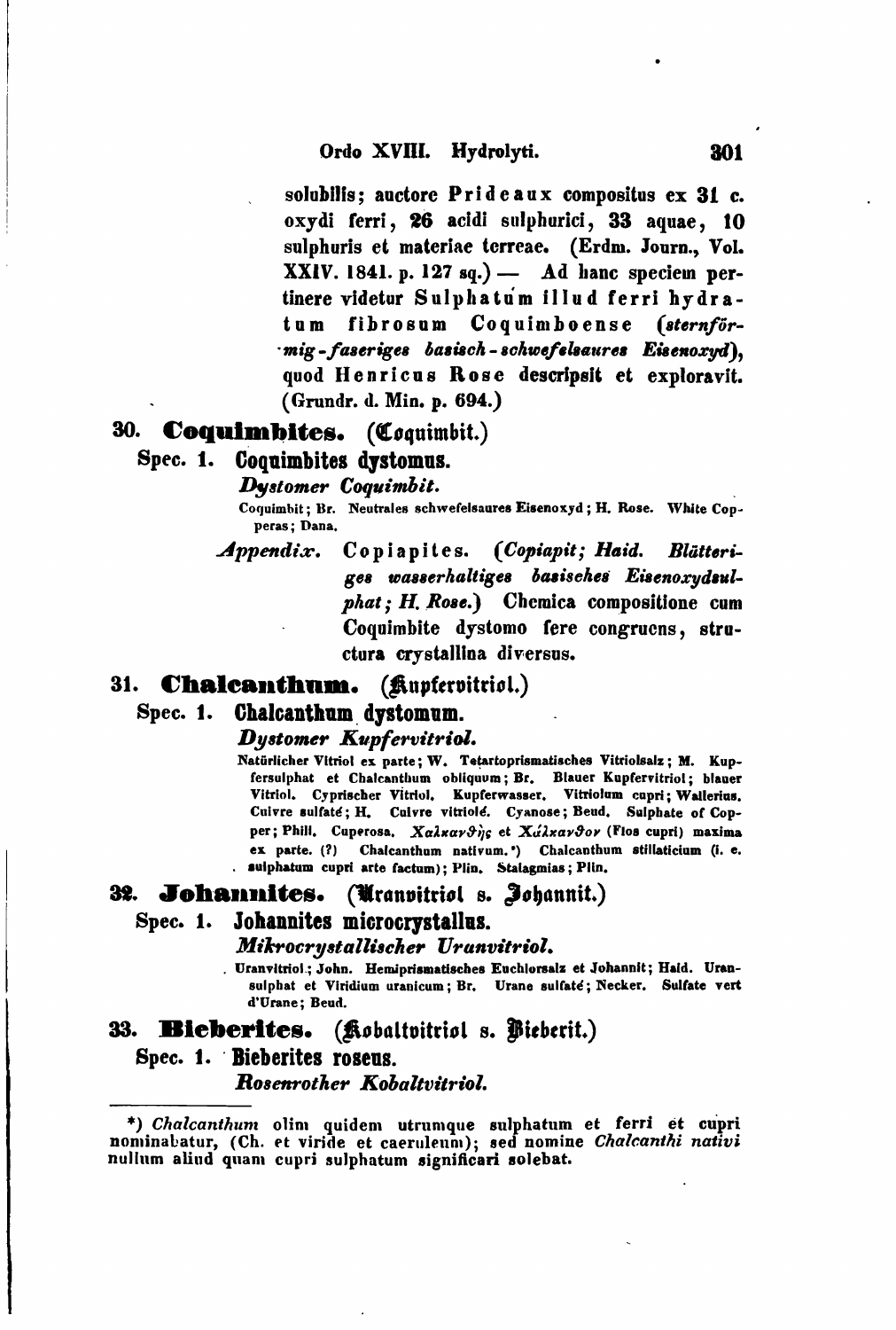solubilis; auctore **Prideaux** compositus ex **31** c. oxydi ferri, **26** acidi sulphurici, **33** aquae, **10** sulphuris et materiae terreae. (Erdm. Journ., Vol. XXIV. 1841. p. 127 sq.) — Ad hanc speciem pertinere videtur **Sulphatum illud ferri hydratum fibrosum Coquimboense** (*sternförmig-faseriges basisch-schwefelsaures Eisenoxyd*), quod **Henricus Rose** descripsit et exploravit. (Grundr. d. Min. p. 694.)

## 30. Coquimbites. (Coquimbit.)

### Spec. 1. Coquimbites dystomus.

***Dystomer Coquimbit.***

Coquimbit; Br. Neutrales schwefelsaures Eisenoxyd; H. Rose. White Copperas; Dana.

*Appendix.* Copiapites. (*Copiapit; Haid. Blätteriges wasserhaltiges basisches Eisenoxydsulphat; H. Rose.*) Chemica compositione cum Coquimbite dystomo fere congruens, structura crystallina diversus.

## 31. Chalcanthum. (Kupfervitriol.)

### Spec. 1. Chalcanthum dystomum.

***Dystomer Kupfervitriol.***

Natürlicher Vitriol ex parte; W. Tetartoprismatisches Vitriolsalz; M. Kupfersulphat et Chalcanthum obliquum; Br. Blauer Kupfervitriol; blauer Vitriol. Cyprischer Vitriol. Kupferwasser. Vitriolum cupri; Wallerius. Cuivre sulfaté; H. Cuivre vitriolé. Cyanose; Beud. Sulphate of Copper; Phill. Cuperosa. Χαλκανθὴς et Χάλκανθον (Flos cupri) maxima ex parte. (?) Chalcanthum nativum.*) Chalcanthum stillaticium (i. e. sulphatum cupri arte factum); Plin. Stalagmias; Plin.

## 32. Johannites. (Uranvitriol s. Johannit.)

### Spec. 1. Johannites microcrystallus.

***Mikrocrystallischer Uranvitriol.***

Uranvitriol; John. Hemiprismatisches Euchlorsalz et Johannit; Haid. Uransulphat et Viridium uranicum; Br. Urane sulfaté; Necker. Sulfate vert d'Urane; Beud.

## 33. Bieberites. (Kobaltvitriol s. Bieberit.)

### Spec. 1. Bieberites roseus.

***Rosenrother Kobaltvitriol.***

---

*) *Chalcanthum* olim quidem utrumque sulphatum et ferri et cupri nominabatur, (Ch. et viride et caeruleum); sed nomine *Chalcanthi nativi* nullum aliud quam cupri sulphatum significari solebat.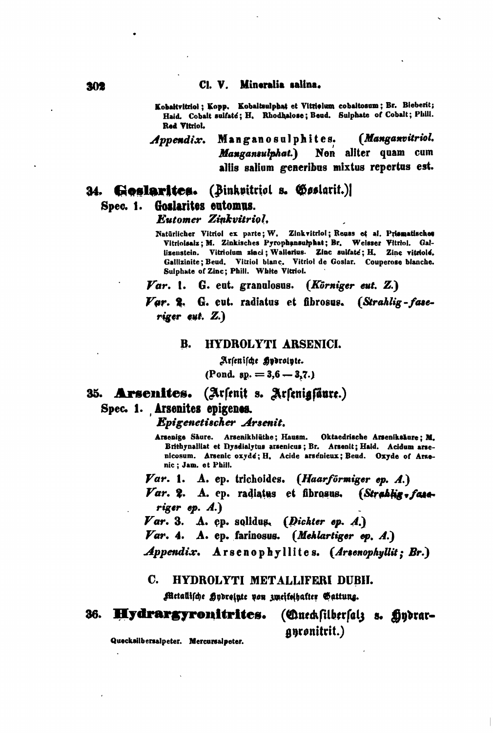Kobaltvitriol; Kopp. Kobaltsulphat et Vitriolum cobaltosum; Br. Bieberit; Haid. Cobalt sulfaté; H. Rhodhalose; Beud. Sulphate of Cobalt; Phill. Red Vitriol.

*Appendix.* Manganosulphites. (*Manganvitriol. Mangansulphat.*) Non aliter quam cum aliis salium generibus mixtus repertus est.

### 34. Goslarites. (Zinkvitriol s. Goslarit.)

**Spec. 1. Goslarites eutomus.**

*Eutomer Zinkvitriol.*

Natürlicher Vitriol ex parte; W. Zinkvitriol; Reuss et al. Prismatisches Vitriolsalz; M. Zinkisches Pyrophansulphat; Br. Weisser Vitriol. Gallizenstein. Vitriolum zinci; Wallerius. Zinc sulfaté; H. Zinc vitriolé. Gallizinite; Beud. Vitriol blanc. Vitriol de Goslar. Couperose blanche. Sulphate of Zinc; Phill. White Vitriol.

*Var.* 1. G. eut. granulosus. (*Körniger eut. Z.*)

*Var.* 2. G. eut. radiatus et fibrosus. (*Strahlig-faseriger eut. Z.*)

## B. HYDROLYTI ARSENICI.

Arsenische Hydrolyte.

(Pond. sp. = 3,6 — 3,7.)

### 35. Arsenites. (Arsenit s. Arsenigsäure.)

**Spec. 1. Arsenites epigenes.**

*Epigenetischer Arsenit.*

Arsenige Säure. Arsenikblüthe; Hausm. Oktaedrische Arseniksäure; M. Brithynalliat et Dysdialytus arsenicus; Br. Arsenit; Haid. Acidum arsenicosum. Arsenic oxydé; H. Acide arsénieux; Beud. Oxyde of Arsenic; Jam. et Phill.

*Var.* 1. A. ep. trichoides. (*Haarförmiger ep. A.*)

*Var.* 2. A. ep. radiatus et fibrosus. (*Strahlig-faseriger ep. A.*)

*Var.* 3. A. ep. solidus. (*Dichter ep. A.*)

*Var.* 4. A. ep. farinosus. (*Mehlartiger ep. A.*)

*Appendix.* Arsenophyllites. (*Arsenophyllit; Br.*)

## C. HYDROLYTI METALLIFERI DUBII.

Metallische Hydrolyte von zweifelhafter Gattung.

### 36. Hydrargyronitrites. (Quecksilbersalz s. Hydrargyronitrit.)

Quecksilbersalpeter. Mercursalpeter.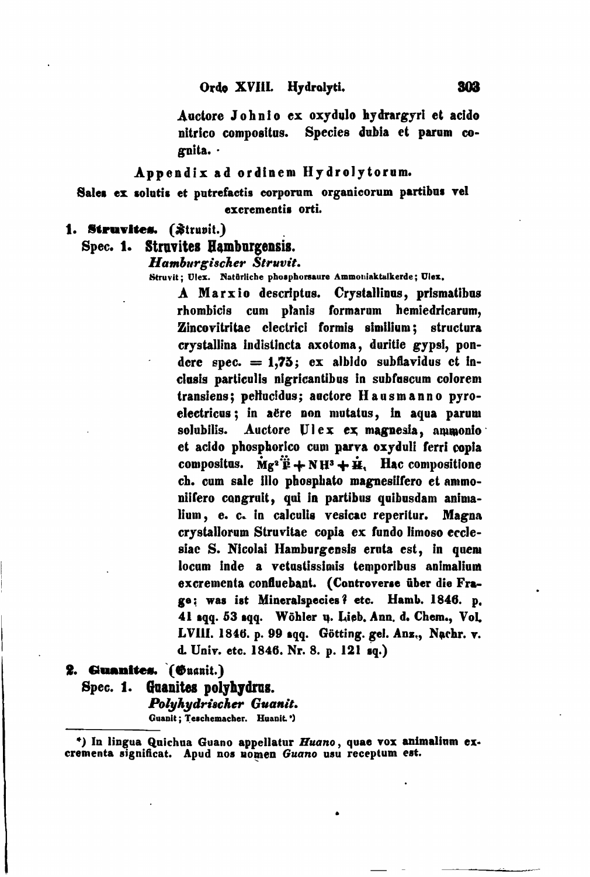Auctore Johnio ex oxydulo hydrargyri et acido nitrico compositus. Species dubia et parum cognita.

## Appendix ad ordinem Hydrolytorum.

**Sales ex solutis et putrefactis corporum organicorum partibus vel excrementis orti.**

### 1. Struvites. (Struvit.)

#### Spec. 1. Struvites Hamburgensis.

*Hamburgischer Struvit.*

Struvit; Ulex. Natürliche phosphorsaure Ammoniaktalkerde; Ulex.

A Marxio descriptus. Crystallinus, prismatibus rhombicis cum planis formarum hemiedricarum, Zincovitritae electrici formis similium; structura crystallina indistincta axotoma, duritie gypsi, pondere spec. = 1,75; ex albido subflavidus et inclusis particulis nigricantibus in subfuscum colorem transiens; pellucidus; auctore Hausmanno pyroelectricus; in aëre non mutatus, in aqua parum solubilis. Auctore Ulex ex magnesia, ammonio et acido phosphorico cum parva oxyduli ferri copia compositus. $\dot{M}g^2\ddot{\ddot{P}} + NH^3 + \dot{H}$. Hac compositione ch. cum sale illo phosphato magnesiifero et ammoniifero congruit, qui in partibus quibusdam animalium, e. c. in calculis vesicae reperitur. Magna crystallorum Struvitae copia ex fundo limoso ecclesiae S. Nicolai Hamburgensis eruta est, in quem locum inde a vetustissimis temporibus animalium excrementa confluebant. (Controverse über die Frage: was ist Mineralspecies? etc. Hamb. 1846. p. 41 sqq. 53 sqq. Wöhler u. Lieb. Ann. d. Chem., Vol. LVIII. 1846. p. 99 sqq. Götting. gel. Anz., Nachr. v. d. Univ. etc. 1846. Nr. 8. p. 121 sq.)

### 2. Guanites. (Guanit.)

#### Spec. 1. Guanites polyhydrus.

*Polyhydrischer Guanit.*

Guanit; Teschemacher. Huanit.*)

---

*) In lingua Quichua Guano appellatur *Huano*, quae vox animalium excrementa significat. Apud nos nomen *Guano* usu receptum est.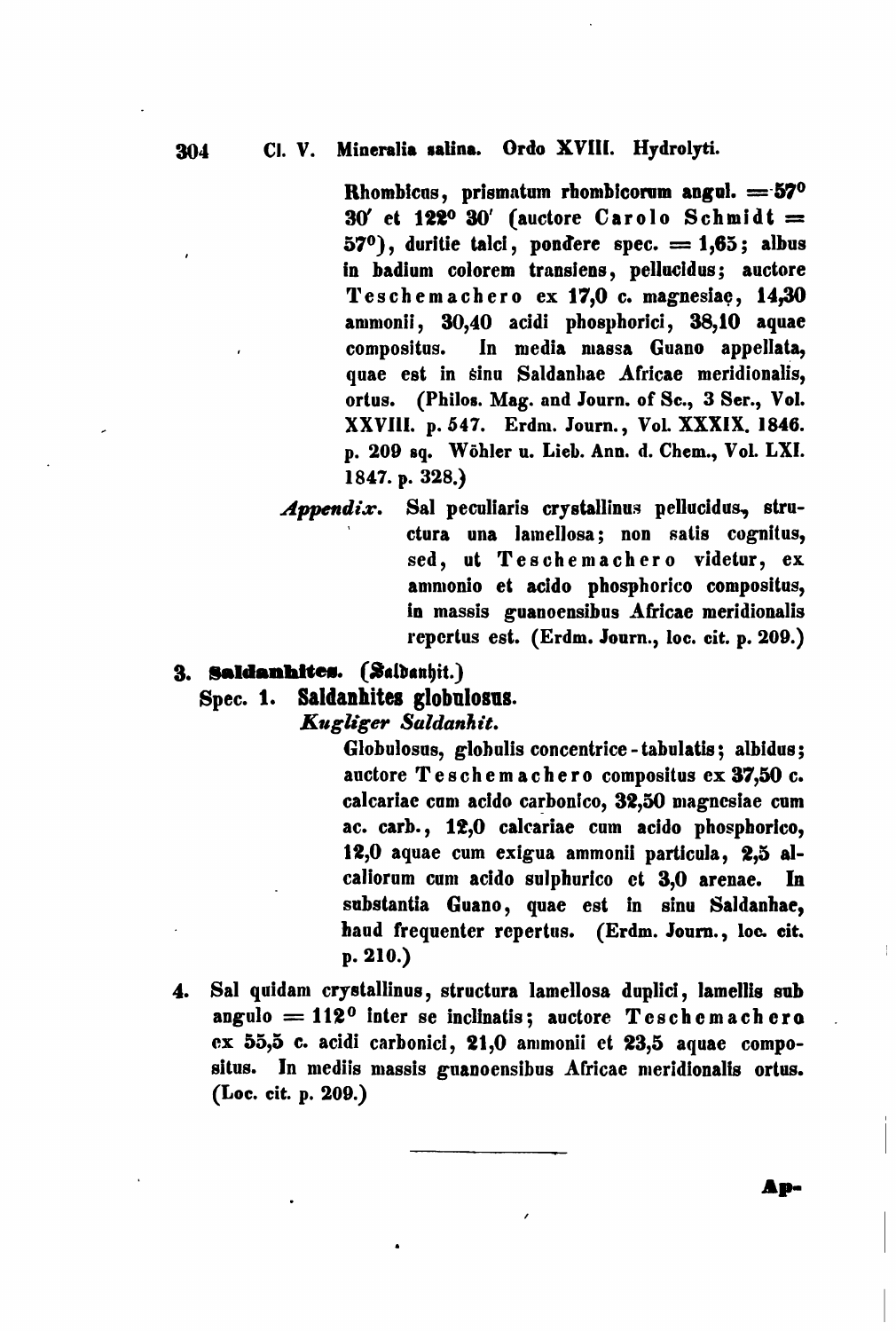Rhombicus, prismatum rhombicorum angul. = 57° 30′ et 122° 30′ (auctore Carolo Schmidt = 57°), duritie talci, pondere spec. = 1,65; albus in badium colorem transiens, pellucidus; auctore Teschemachero ex 17,0 c. magnesiae, 14,30 ammonii, 30,40 acidi phosphorici, 38,10 aquae compositus. In media massa Guano appellata, quae est in sinu Saldanhae Africae meridionalis, ortus. (Philos. Mag. and Journ. of Sc., 3 Ser., Vol. XXVIII. p. 547. Erdm. Journ., Vol. XXXIX. 1846. p. 209 sq. Wöhler u. Lieb. Ann. d. Chem., Vol. LXI. 1847. p. 328.)

*Appendix.* Sal peculiaris crystallinus pellucidus, structura una lamellosa; non satis cognitus, sed, ut Teschemachero videtur, ex ammonio et acido phosphorico compositus, in massis guanoensibus Africae meridionalis repertus est. (Erdm. Journ., loc. cit. p. 209.)

**3. Saldanhites.** (Saldanhit.)

**Spec. 1. Saldanhites globulosus.**

*Kugliger Saldanhit.*

Globulosus, globulis concentrice-tabulatis; albidus; auctore Teschemachero compositus ex 37,50 c. calcariae cum acido carbonico, 32,50 magnesiae cum ac. carb., 12,0 calcariae cum acido phosphorico, 12,0 aquae cum exigua ammonii particula, 2,5 alcaliorum cum acido sulphurico et 3,0 arenae. In substantia Guano, quae est in sinu Saldanhae, haud frequenter repertus. (Erdm. Journ., loc. cit. p. 210.)

4. Sal quidam crystallinus, structura lamellosa duplici, lamellis sub angulo = 112° inter se inclinatis; auctore Teschemachero ex 55,5 c. acidi carbonici, 21,0 ammonii et 23,5 aquae compositus. In mediis massis guanoensibus Africae meridionalis ortus. (Loc. cit. p. 209.)

Ap-